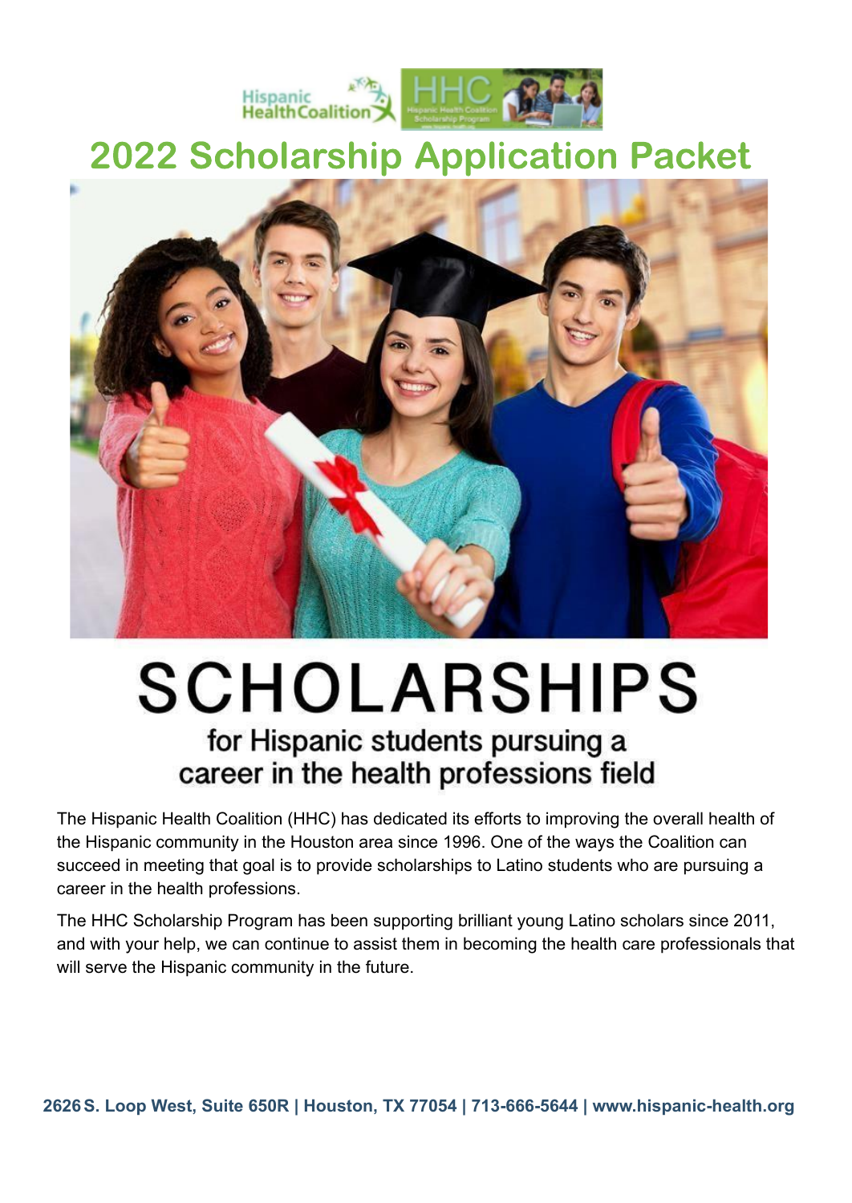# 2022 Scholarship Application Packet

# SCHOLARSHIPS

## for Hispanic students pursuing a career in the health professions field

The Hispanic Health Coalition (HHC) has dedicated its efforts to improving the overall health of the Hispanic community in the Houston area since 1996. One of the ways the Coalition can succeed in meeting that goal is to provide scholarships to Latino students who are pursuing a career in the health professions.

The HHC Scholarship Program has been supporting brilliant young Latino scholars since 2011, and with your help, we can continue to assist them in becoming the health care professionals that will serve the Hispanic community in the future.

**2626 S. Loop West, Suite 650R | Houston, TX 77054 | 713-666-5644 | www.hispanic-health.org**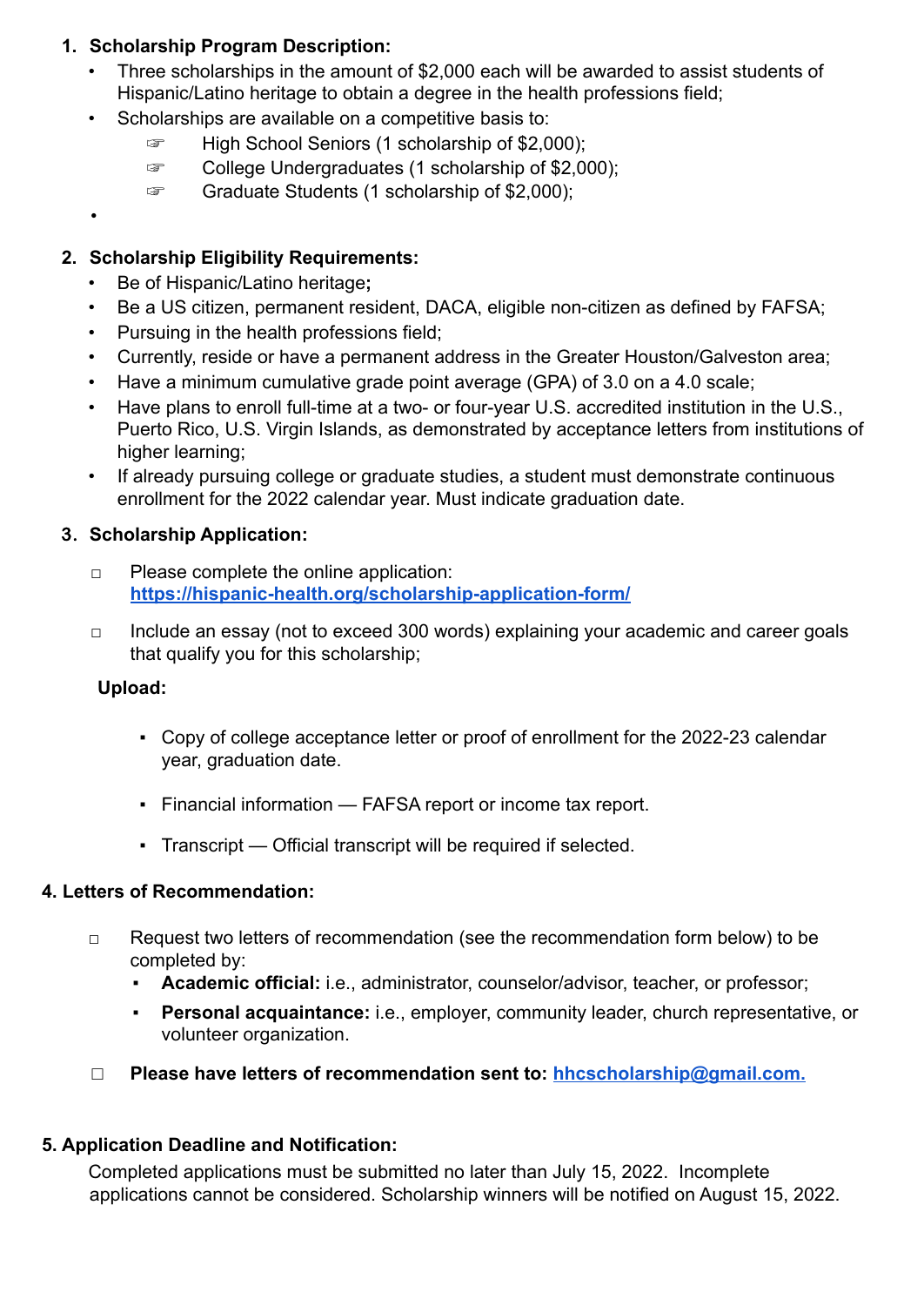1. **Scholarship Program Description:**
   - Three scholarships in the amount of $2,000 each will be awarded to assist students of Hispanic/Latino heritage to obtain a degree in the health professions field;
   - Scholarships are available on a competitive basis to:
     - ☞ High School Seniors (1 scholarship of $2,000);
     - ☞ College Undergraduates (1 scholarship of $2,000);
     - ☞ Graduate Students (1 scholarship of $2,000);
   - 

2. **Scholarship Eligibility Requirements:**
   - Be of Hispanic/Latino heritage**;**
   - Be a US citizen, permanent resident, DACA, eligible non-citizen as defined by FAFSA;
   - Pursuing in the health professions field;
   - Currently, reside or have a permanent address in the Greater Houston/Galveston area;
   - Have a minimum cumulative grade point average (GPA) of 3.0 on a 4.0 scale;
   - Have plans to enroll full-time at a two- or four-year U.S. accredited institution in the U.S., Puerto Rico, U.S. Virgin Islands, as demonstrated by acceptance letters from institutions of higher learning;
   - If already pursuing college or graduate studies, a student must demonstrate continuous enrollment for the 2022 calendar year. Must indicate graduation date.

3. **Scholarship Application:**

   ☐ Please complete the online application: [https://hispanic-health.org/scholarship-application-form/](https://hispanic-health.org/scholarship-application-form/)

   ☐ Include an essay (not to exceed 300 words) explaining your academic and career goals that qualify you for this scholarship;

   **Upload:**

   - Copy of college acceptance letter or proof of enrollment for the 2022-23 calendar year, graduation date.
   - Financial information — FAFSA report or income tax report.
   - Transcript — Official transcript will be required if selected.

4. **Letters of Recommendation:**

   ☐ Request two letters of recommendation (see the recommendation form below) to be completed by:
   - **Academic official:** i.e., administrator, counselor/advisor, teacher, or professor;
   - **Personal acquaintance:** i.e., employer, community leader, church representative, or volunteer organization.

   ☐ **Please have letters of recommendation sent to: [hhcscholarship@gmail.com.](mailto:hhcscholarship@gmail.com)**

5. **Application Deadline and Notification:**

   Completed applications must be submitted no later than July 15, 2022. Incomplete applications cannot be considered. Scholarship winners will be notified on August 15, 2022.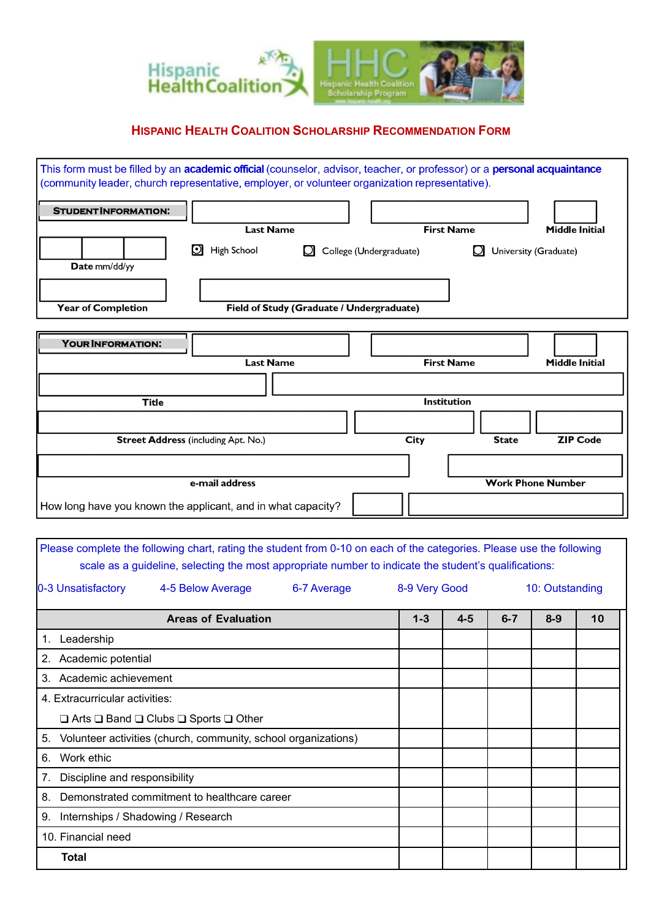Hispanic Health Coalition

HHC Hispanic Health Coalition Scholarship Program

# HISPANIC HEALTH COALITION SCHOLARSHIP RECOMMENDATION FORM

This form must be filled by an **academic official** (counselor, advisor, teacher, or professor) or a **personal acquaintance** (community leader, church representative, employer, or volunteer organization representative).

**STUDENT INFORMATION:**

**Last Name** ____________ **First Name** ____________ **Middle Initial** ____

**Date** mm/dd/yy ____

☐ High School ☐ College (Undergraduate) ☐ University (Graduate)

**Year of Completion** ____________ **Field of Study (Graduate / Undergraduate)** ____________

**YOUR INFORMATION:**

**Last Name** ____________ **First Name** ____________ **Middle Initial** ____

**Title** ____________ **Institution** ____________

**Street Address** (including Apt. No.) ____________ **City** ____________ **State** ____ **ZIP Code** ____

**e-mail address** ____________ **Work Phone Number** ____________

How long have you known the applicant, and in what capacity? ____ ____________

Please complete the following chart, rating the student from 0-10 on each of the categories. Please use the following scale as a guideline, selecting the most appropriate number to indicate the student's qualifications:

0-3 Unsatisfactory 4-5 Below Average 6-7 Average 8-9 Very Good 10: Outstanding

| Areas of Evaluation | 1-3 | 4-5 | 6-7 | 8-9 | 10 |
|---|---|---|---|---|---|
| 1. Leadership | | | | | |
| 2. Academic potential | | | | | |
| 3. Academic achievement | | | | | |
| 4. Extracurricular activities: ❑ Arts ❑ Band ❑ Clubs ❑ Sports ❑ Other | | | | | |
| 5. Volunteer activities (church, community, school organizations) | | | | | |
| 6. Work ethic | | | | | |
| 7. Discipline and responsibility | | | | | |
| 8. Demonstrated commitment to healthcare career | | | | | |
| 9. Internships / Shadowing / Research | | | | | |
| 10. Financial need | | | | | |
| **Total** | | | | | |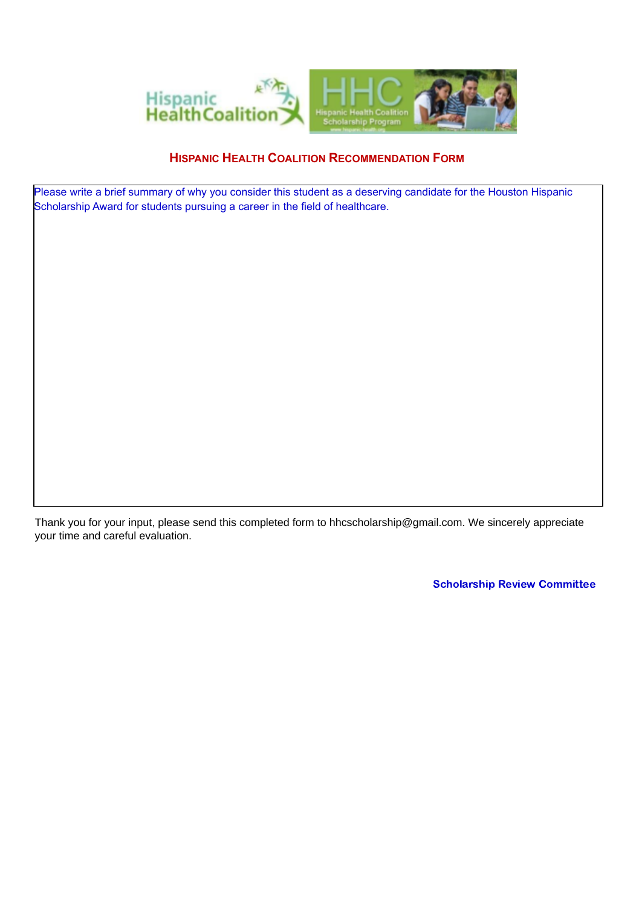## HISPANIC HEALTH COALITION RECOMMENDATION FORM

Please write a brief summary of why you consider this student as a deserving candidate for the Houston Hispanic Scholarship Award for students pursuing a career in the field of healthcare.

Thank you for your input, please send this completed form to hhcscholarship@gmail.com. We sincerely appreciate your time and careful evaluation.

**Scholarship Review Committee**